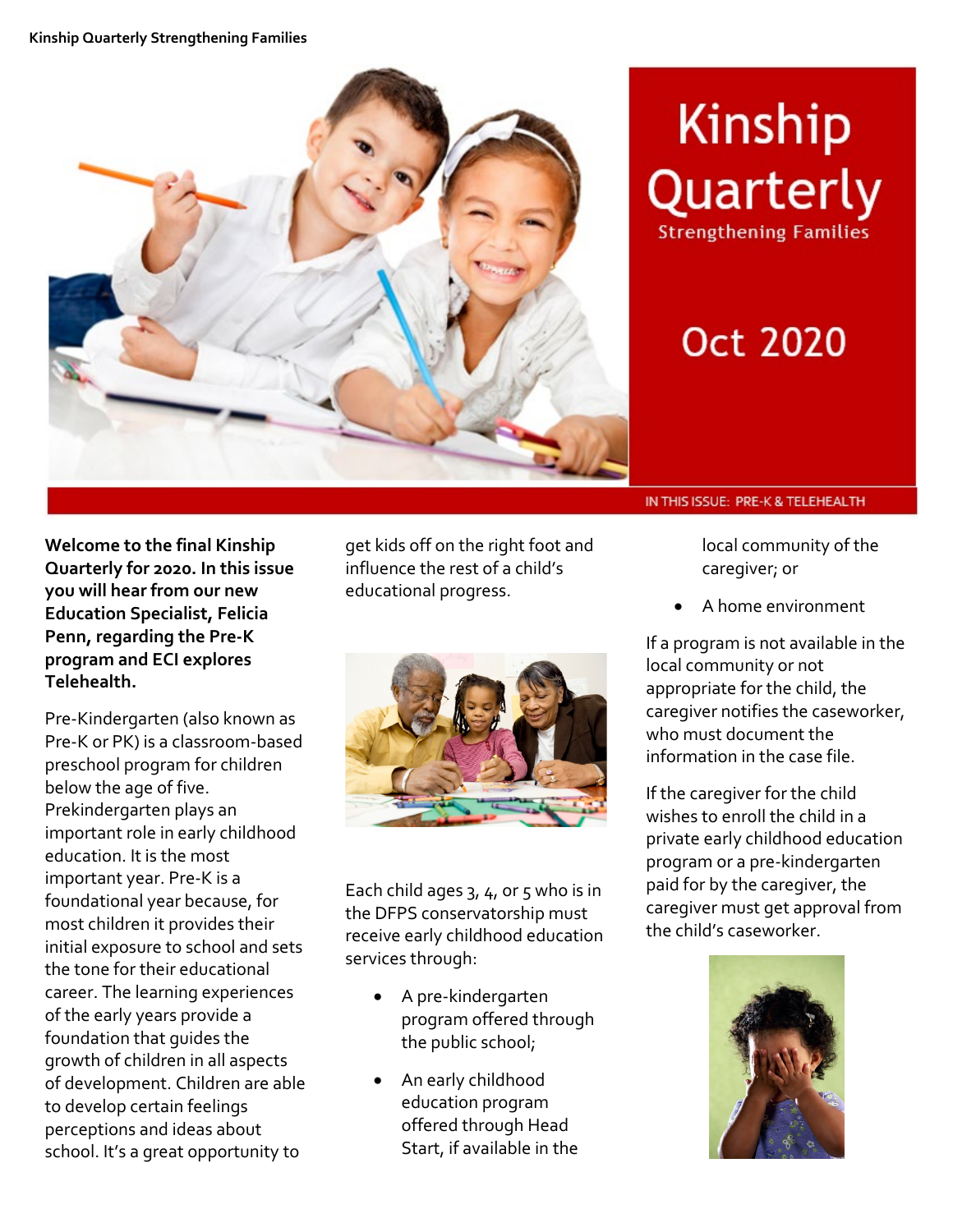# Kinship Quarterly

Strengthening Families

Oct 2020

IN THIS ISSUE: PRE-K & TELEHEALTH

**Welcome to the final Kinship Quarterly for 2020. In this issue you will hear from our new Education Specialist, Felicia Penn, regarding the Pre-K program and ECI explores Telehealth.**

Pre-Kindergarten (also known as Pre-K or PK) is a classroom-based preschool program for children below the age of five. Prekindergarten plays an important role in early childhood education. It is the most important year. Pre-K is a foundational year because, for most children it provides their initial exposure to school and sets the tone for their educational career. The learning experiences of the early years provide a foundation that guides the growth of children in all aspects of development. Children are able to develop certain feelings perceptions and ideas about school. It's a great opportunity to get kids off on the right foot and influence the rest of a child's educational progress.

Each child ages 3, 4, or 5 who is in the DFPS conservatorship must receive early childhood education services through:

- A pre-kindergarten program offered through the public school;
- An early childhood education program offered through Head Start, if available in the local community of the caregiver; or
- A home environment

If a program is not available in the local community or not appropriate for the child, the caregiver notifies the caseworker, who must document the information in the case file.

If the caregiver for the child wishes to enroll the child in a private early childhood education program or a pre-kindergarten paid for by the caregiver, the caregiver must get approval from the child's caseworker.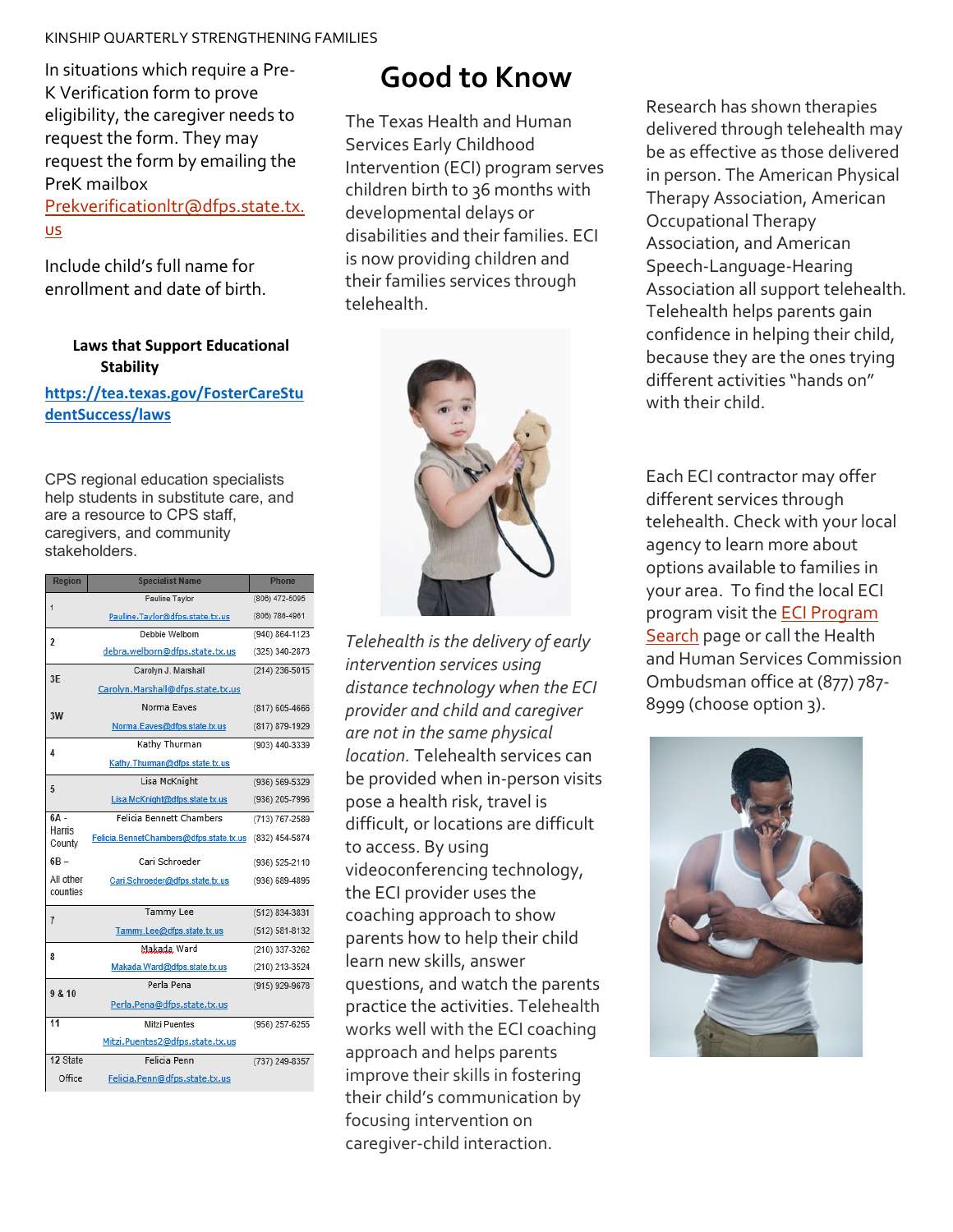In situations which require a Pre-K Verification form to prove eligibility, the caregiver needs to request the form. They may request the form by emailing the PreK mailbox Prekverificationltr@dfps.state.tx.us

Include child's full name for enrollment and date of birth.

**Laws that Support Educational Stability**

**https://tea.texas.gov/FosterCareStudentSuccess/laws**

CPS regional education specialists help students in substitute care, and are a resource to CPS staff, caregivers, and community stakeholders.

| Region | Specialist Name | Phone |
|---|---|---|
| 1 | Pauline Taylor<br>Pauline.Taylor@dfps.state.tx.us | (806) 472-5095<br>(806) 786-4961 |
| 2 | Debbie Welborn<br>debra.welborn@dfps.state.tx.us | (940) 864-1123<br>(325) 340-2873 |
| 3E | Carolyn J. Marshall<br>Carolyn.Marshall@dfps.state.tx.us | (214) 236-5015 |
| 3W | Norma Eaves<br>Norma.Eaves@dfps.state.tx.us | (817) 605-4666<br>(817) 879-1929 |
| 4 | Kathy Thurman<br>Kathy.Thurman@dfps.state.tx.us | (903) 440-3339 |
| 5 | Lisa McKnight<br>Lisa.McKnight@dfps.state.tx.us | (936) 569-5329<br>(936) 205-7996 |
| 6A - Harris County | Felicia Bennett Chambers<br>Felicia.BennetChambers@dfps.state.tx.us | (713) 767-2589<br>(832) 454-5874 |
| 6B – All other counties | Cari Schroeder<br>Cari.Schroeder@dfps.state.tx.us | (936) 525-2110<br>(936) 689-4895 |
| 7 | Tammy Lee<br>Tammy.Lee@dfps.state.tx.us | (512) 834-3831<br>(512) 581-8132 |
| 8 | Makada Ward<br>Makada.Ward@dfps.state.tx.us | (210) 337-3262<br>(210) 213-3524 |
| 9 & 10 | Perla Pena<br>Perla.Pena@dfps.state.tx.us | (915) 929-9678 |
| 11 | Mitzi Puentes<br>Mitzi.Puentes2@dfps.state.tx.us | (956) 257-6255 |
| 12 State Office | Felicia Penn<br>Felicia.Penn@dfps.state.tx.us | (737) 249-8357 |

# Good to Know

The Texas Health and Human Services Early Childhood Intervention (ECI) program serves children birth to 36 months with developmental delays or disabilities and their families. ECI is now providing children and their families services through telehealth.

*Telehealth is the delivery of early intervention services using distance technology when the ECI provider and child and caregiver are not in the same physical location.* Telehealth services can be provided when in-person visits pose a health risk, travel is difficult, or locations are difficult to access. By using videoconferencing technology, the ECI provider uses the coaching approach to show parents how to help their child learn new skills, answer questions, and watch the parents practice the activities. Telehealth works well with the ECI coaching approach and helps parents improve their skills in fostering their child's communication by focusing intervention on caregiver-child interaction.

Research has shown therapies delivered through telehealth may be as effective as those delivered in person. The American Physical Therapy Association, American Occupational Therapy Association, and American Speech-Language-Hearing Association all support telehealth. Telehealth helps parents gain confidence in helping their child, because they are the ones trying different activities "hands on" with their child.

Each ECI contractor may offer different services through telehealth. Check with your local agency to learn more about options available to families in your area. To find the local ECI program visit the ECI Program Search page or call the Health and Human Services Commission Ombudsman office at (877) 787-8999 (choose option 3).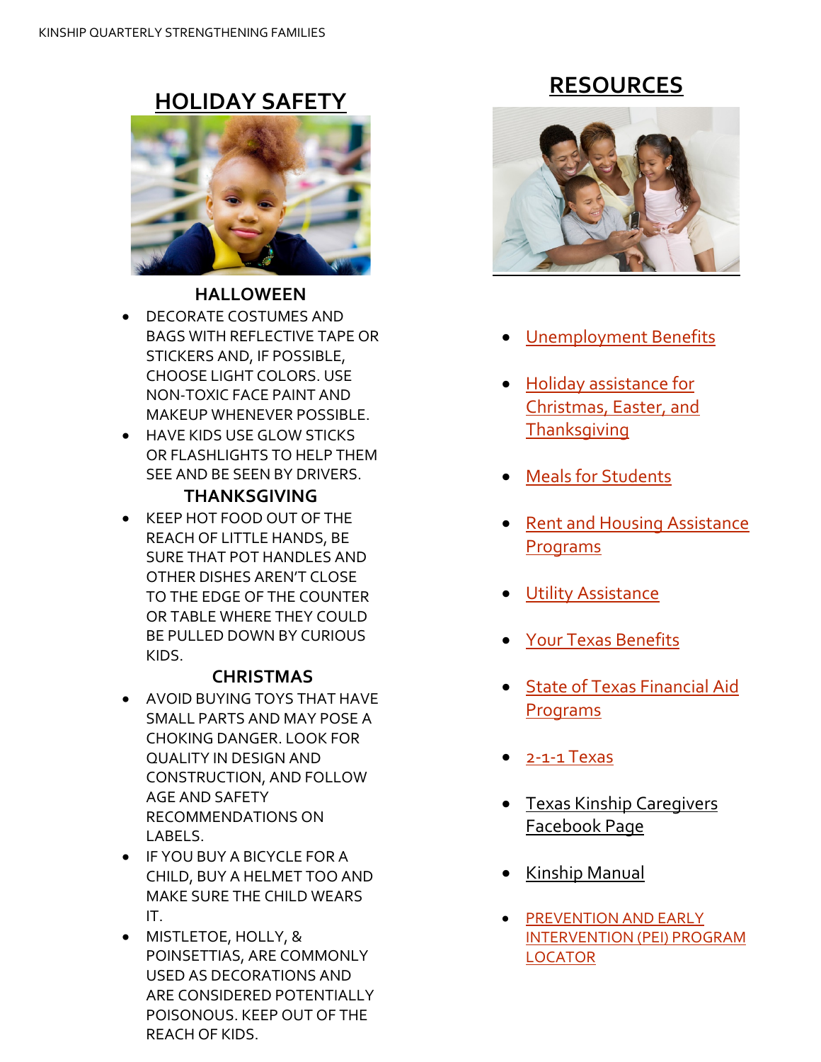## HOLIDAY SAFETY

### HALLOWEEN

- DECORATE COSTUMES AND BAGS WITH REFLECTIVE TAPE OR STICKERS AND, IF POSSIBLE, CHOOSE LIGHT COLORS. USE NON-TOXIC FACE PAINT AND MAKEUP WHENEVER POSSIBLE.
- HAVE KIDS USE GLOW STICKS OR FLASHLIGHTS TO HELP THEM SEE AND BE SEEN BY DRIVERS.

### THANKSGIVING

- KEEP HOT FOOD OUT OF THE REACH OF LITTLE HANDS, BE SURE THAT POT HANDLES AND OTHER DISHES AREN'T CLOSE TO THE EDGE OF THE COUNTER OR TABLE WHERE THEY COULD BE PULLED DOWN BY CURIOUS KIDS.

### CHRISTMAS

- AVOID BUYING TOYS THAT HAVE SMALL PARTS AND MAY POSE A CHOKING DANGER. LOOK FOR QUALITY IN DESIGN AND CONSTRUCTION, AND FOLLOW AGE AND SAFETY RECOMMENDATIONS ON LABELS.
- IF YOU BUY A BICYCLE FOR A CHILD, BUY A HELMET TOO AND MAKE SURE THE CHILD WEARS IT.
- MISTLETOE, HOLLY, & POINSETTIAS, ARE COMMONLY USED AS DECORATIONS AND ARE CONSIDERED POTENTIALLY POISONOUS. KEEP OUT OF THE REACH OF KIDS.

## RESOURCES

- Unemployment Benefits
- Holiday assistance for Christmas, Easter, and Thanksgiving
- Meals for Students
- Rent and Housing Assistance Programs
- Utility Assistance
- Your Texas Benefits
- State of Texas Financial Aid Programs
- 2-1-1 Texas
- Texas Kinship Caregivers Facebook Page
- Kinship Manual
- PREVENTION AND EARLY INTERVENTION (PEI) PROGRAM LOCATOR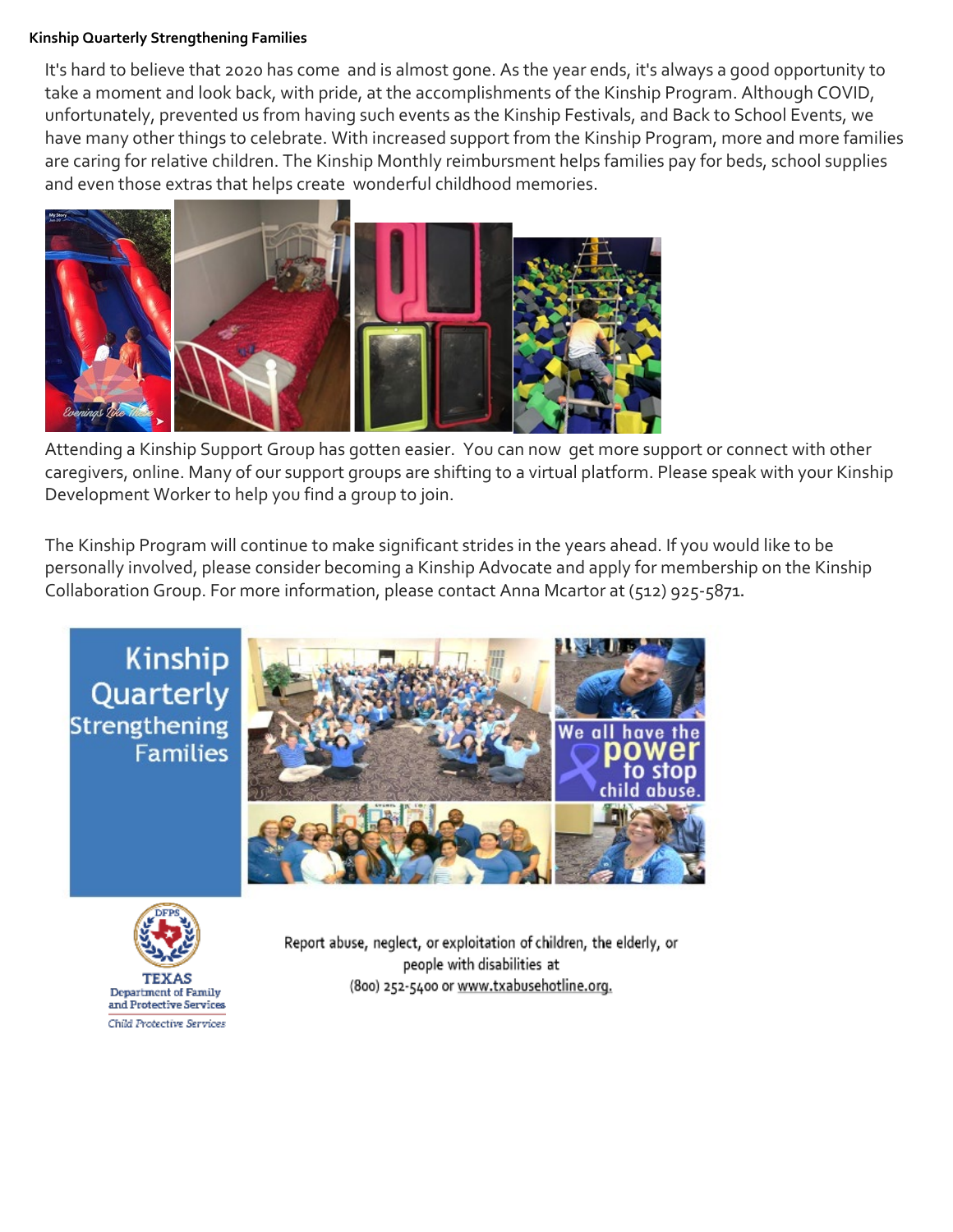**Kinship Quarterly Strengthening Families**

It's hard to believe that 2020 has come and is almost gone. As the year ends, it's always a good opportunity to take a moment and look back, with pride, at the accomplishments of the Kinship Program. Although COVID, unfortunately, prevented us from having such events as the Kinship Festivals, and Back to School Events, we have many other things to celebrate. With increased support from the Kinship Program, more and more families are caring for relative children. The Kinship Monthly reimbursment helps families pay for beds, school supplies and even those extras that helps create wonderful childhood memories.

Attending a Kinship Support Group has gotten easier. You can now get more support or connect with other caregivers, online. Many of our support groups are shifting to a virtual platform. Please speak with your Kinship Development Worker to help you find a group to join.

The Kinship Program will continue to make significant strides in the years ahead. If you would like to be personally involved, please consider becoming a Kinship Advocate and apply for membership on the Kinship Collaboration Group. For more information, please contact Anna Mcartor at (512) 925-5871.

Kinship Quarterly Strengthening Families

We all have the power to stop child abuse.

TEXAS Department of Family and Protective Services
Child Protective Services

Report abuse, neglect, or exploitation of children, the elderly, or people with disabilities at (800) 252-5400 or www.txabusehotline.org.